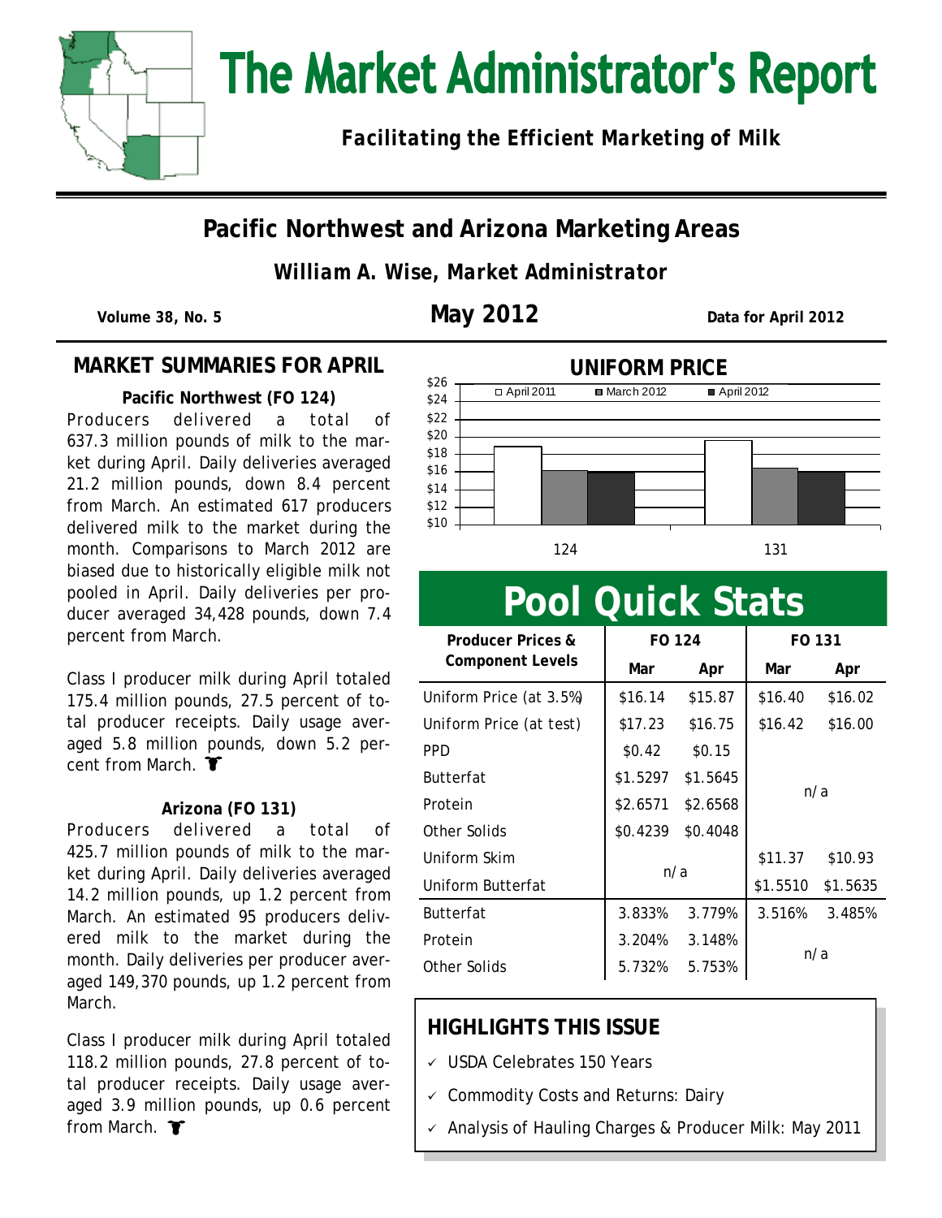# The Market Administrator's Report

***Facilitating the Efficient Marketing of Milk***

## Pacific Northwest and Arizona Marketing Areas

***William A. Wise, Market Administrator***

**Volume 38, No. 5** | **May 2012** | **Data for April 2012**

## MARKET SUMMARIES FOR APRIL

**Pacific Northwest (FO 124)**

Producers delivered a total of 637.3 million pounds of milk to the market during April. Daily deliveries averaged 21.2 million pounds, down 8.4 percent from March. An estimated 617 producers delivered milk to the market during the month. Comparisons to March 2012 are biased due to historically eligible milk not pooled in April. Daily deliveries per producer averaged 34,428 pounds, down 7.4 percent from March.

Class I producer milk during April totaled 175.4 million pounds, 27.5 percent of total producer receipts. Daily usage averaged 5.8 million pounds, down 5.2 percent from March.

**Arizona (FO 131)**

Producers delivered a total of 425.7 million pounds of milk to the market during April. Daily deliveries averaged 14.2 million pounds, up 1.2 percent from March. An estimated 95 producers delivered milk to the market during the month. Daily deliveries per producer averaged 149,370 pounds, up 1.2 percent from March.

Class I producer milk during April totaled 118.2 million pounds, 27.8 percent of total producer receipts. Daily usage averaged 3.9 million pounds, up 0.6 percent from March.

## UNIFORM PRICE

(Bar chart: April 2011, March 2012, April 2012 uniform prices for FO 124 and FO 131; y-axis $10 to $26)

## Pool Quick Stats

| Producer Prices & Component Levels | FO 124 | | FO 131 | |
|---|---|---|---|---|
| | Mar | Apr | Mar | Apr |
| Uniform Price (at 3.5%) | $16.14 | $15.87 | $16.40 | $16.02 |
| Uniform Price (at test) | $17.23 | $16.75 | $16.42 | $16.00 |
| PPD | $0.42 | $0.15 | n/a | |
| Butterfat | $1.5297 | $1.5645 | | |
| Protein | $2.6571 | $2.6568 | | |
| Other Solids | $0.4239 | $0.4048 | | |
| Uniform Skim | n/a | | $11.37 | $10.93 |
| Uniform Butterfat | | | $1.5510 | $1.5635 |
| Butterfat | 3.833% | 3.779% | 3.516% | 3.485% |
| Protein | 3.204% | 3.148% | n/a | |
| Other Solids | 5.732% | 5.753% | | |

## HIGHLIGHTS THIS ISSUE

- ✓ USDA Celebrates 150 Years
- ✓ Commodity Costs and Returns: Dairy
- ✓ Analysis of Hauling Charges & Producer Milk: May 2011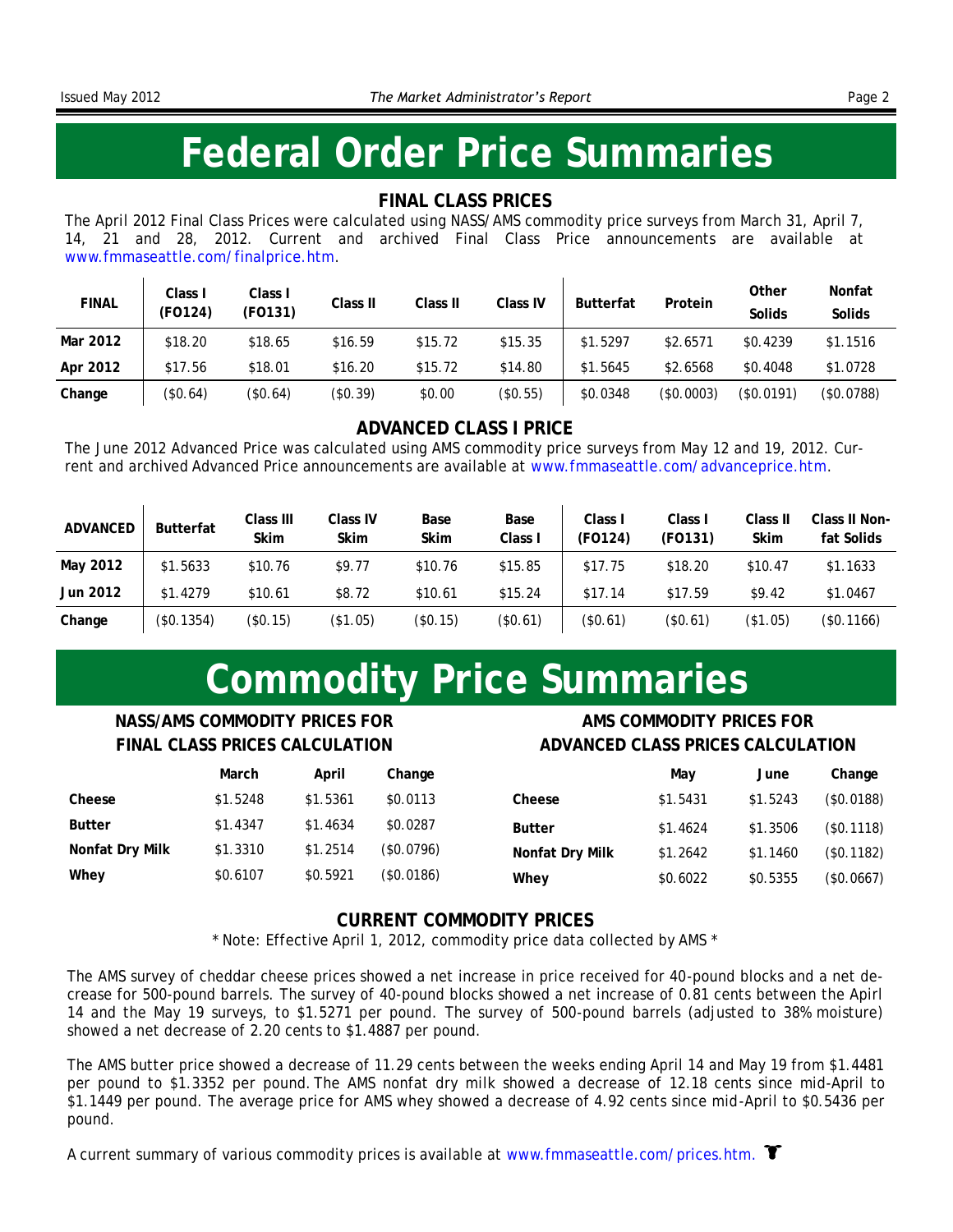# Federal Order Price Summaries

## FINAL CLASS PRICES

The April 2012 Final Class Prices were calculated using NASS/AMS commodity price surveys from March 31, April 7, 14, 21 and 28, 2012. Current and archived Final Class Price announcements are available at www.fmmaseattle.com/finalprice.htm.

| FINAL | Class I (FO124) | Class I (FO131) | Class II | Class II | Class IV | Butterfat | Protein | Other Solids | Nonfat Solids |
|---|---|---|---|---|---|---|---|---|---|
| Mar 2012 | $18.20 | $18.65 | $16.59 | $15.72 | $15.35 | $1.5297 | $2.6571 | $0.4239 | $1.1516 |
| Apr 2012 | $17.56 | $18.01 | $16.20 | $15.72 | $14.80 | $1.5645 | $2.6568 | $0.4048 | $1.0728 |
| Change | ($0.64) | ($0.64) | ($0.39) | $0.00 | ($0.55) | $0.0348 | ($0.0003) | ($0.0191) | ($0.0788) |

## ADVANCED CLASS I PRICE

The June 2012 Advanced Price was calculated using AMS commodity price surveys from May 12 and 19, 2012. Current and archived Advanced Price announcements are available at www.fmmaseattle.com/advanceprice.htm.

| ADVANCED | Butterfat | Class III Skim | Class IV Skim | Base Skim | Base Class I | Class I (FO124) | Class I (FO131) | Class II Skim | Class II Nonfat Solids |
|---|---|---|---|---|---|---|---|---|---|
| May 2012 | $1.5633 | $10.76 | $9.77 | $10.76 | $15.85 | $17.75 | $18.20 | $10.47 | $1.1633 |
| Jun 2012 | $1.4279 | $10.61 | $8.72 | $10.61 | $15.24 | $17.14 | $17.59 | $9.42 | $1.0467 |
| Change | ($0.1354) | ($0.15) | ($1.05) | ($0.15) | ($0.61) | ($0.61) | ($0.61) | ($1.05) | ($0.1166) |

# Commodity Price Summaries

## NASS/AMS COMMODITY PRICES FOR FINAL CLASS PRICES CALCULATION

| | March | April | Change |
|---|---|---|---|
| Cheese | $1.5248 | $1.5361 | $0.0113 |
| Butter | $1.4347 | $1.4634 | $0.0287 |
| Nonfat Dry Milk | $1.3310 | $1.2514 | ($0.0796) |
| Whey | $0.6107 | $0.5921 | ($0.0186) |

## AMS COMMODITY PRICES FOR ADVANCED CLASS PRICES CALCULATION

| | May | June | Change |
|---|---|---|---|
| Cheese | $1.5431 | $1.5243 | ($0.0188) |
| Butter | $1.4624 | $1.3506 | ($0.1118) |
| Nonfat Dry Milk | $1.2642 | $1.1460 | ($0.1182) |
| Whey | $0.6022 | $0.5355 | ($0.0667) |

## CURRENT COMMODITY PRICES

\* Note: Effective April 1, 2012, commodity price data collected by AMS \*

The AMS survey of cheddar cheese prices showed a net increase in price received for 40-pound blocks and a net decrease for 500-pound barrels. The survey of 40-pound blocks showed a net increase of 0.81 cents between the Apirl 14 and the May 19 surveys, to $1.5271 per pound. The survey of 500-pound barrels (adjusted to 38% moisture) showed a net decrease of 2.20 cents to $1.4887 per pound.

The AMS butter price showed a decrease of 11.29 cents between the weeks ending April 14 and May 19 from $1.4481 per pound to $1.3352 per pound. The AMS nonfat dry milk showed a decrease of 12.18 cents since mid-April to $1.1449 per pound. The average price for AMS whey showed a decrease of 4.92 cents since mid-April to $0.5436 per pound.

A current summary of various commodity prices is available at www.fmmaseattle.com/prices.htm.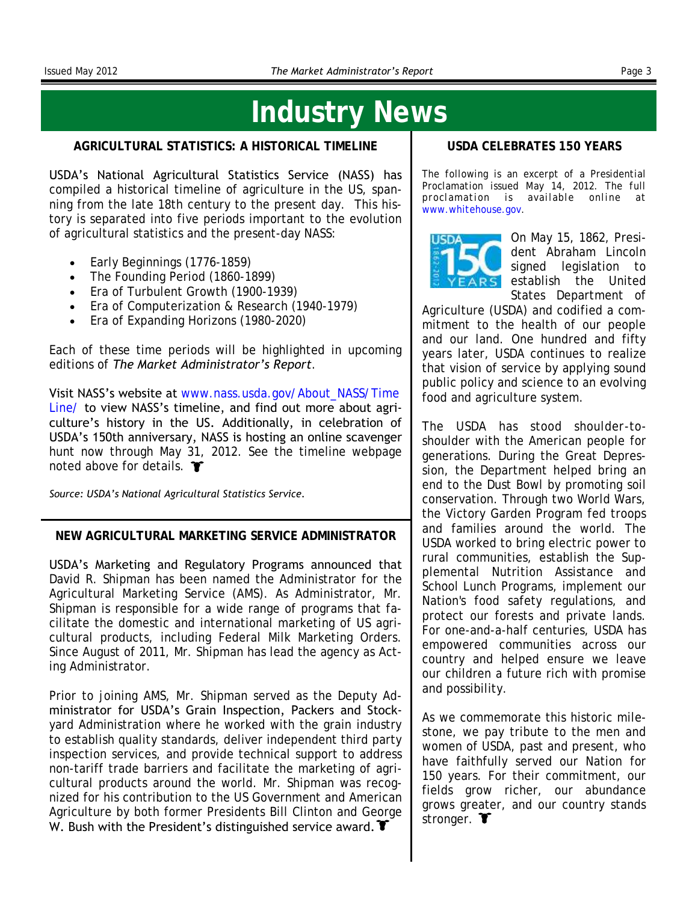# Industry News

## AGRICULTURAL STATISTICS: A HISTORICAL TIMELINE

USDA's National Agricultural Statistics Service (NASS) has compiled a historical timeline of agriculture in the US, spanning from the late 18th century to the present day. This history is separated into five periods important to the evolution of agricultural statistics and the present-day NASS:

- Early Beginnings (1776-1859)
- The Founding Period (1860-1899)
- Era of Turbulent Growth (1900-1939)
- Era of Computerization & Research (1940-1979)
- Era of Expanding Horizons (1980-2020)

Each of these time periods will be highlighted in upcoming editions of *The Market Administrator's Report*.

Visit NASS's website at www.nass.usda.gov/About_NASS/Time Line/ to view NASS's timeline, and find out more about agriculture's history in the US. Additionally, in celebration of USDA's 150th anniversary, NASS is hosting an online scavenger hunt now through May 31, 2012. See the timeline webpage noted above for details.

*Source: USDA's National Agricultural Statistics Service.*

## NEW AGRICULTURAL MARKETING SERVICE ADMINISTRATOR

USDA's Marketing and Regulatory Programs announced that David R. Shipman has been named the Administrator for the Agricultural Marketing Service (AMS). As Administrator, Mr. Shipman is responsible for a wide range of programs that facilitate the domestic and international marketing of US agricultural products, including Federal Milk Marketing Orders. Since August of 2011, Mr. Shipman has lead the agency as Acting Administrator.

Prior to joining AMS, Mr. Shipman served as the Deputy Administrator for USDA's Grain Inspection, Packers and Stockyard Administration where he worked with the grain industry to establish quality standards, deliver independent third party inspection services, and provide technical support to address non-tariff trade barriers and facilitate the marketing of agricultural products around the world. Mr. Shipman was recognized for his contribution to the US Government and American Agriculture by both former Presidents Bill Clinton and George W. Bush with the President's distinguished service award.

## USDA CELEBRATES 150 YEARS

The following is an excerpt of a Presidential Proclamation issued May 14, 2012. The full proclamation is available online at www.whitehouse.gov.

On May 15, 1862, President Abraham Lincoln signed legislation to establish the United States Department of Agriculture (USDA) and codified a commitment to the health of our people and our land. One hundred and fifty years later, USDA continues to realize that vision of service by applying sound public policy and science to an evolving food and agriculture system.

The USDA has stood shoulder-to-shoulder with the American people for generations. During the Great Depression, the Department helped bring an end to the Dust Bowl by promoting soil conservation. Through two World Wars, the Victory Garden Program fed troops and families around the world. The USDA worked to bring electric power to rural communities, establish the Supplemental Nutrition Assistance and School Lunch Programs, implement our Nation's food safety regulations, and protect our forests and private lands. For one-and-a-half centuries, USDA has empowered communities across our country and helped ensure we leave our children a future rich with promise and possibility.

As we commemorate this historic milestone, we pay tribute to the men and women of USDA, past and present, who have faithfully served our Nation for 150 years. For their commitment, our fields grow richer, our abundance grows greater, and our country stands stronger.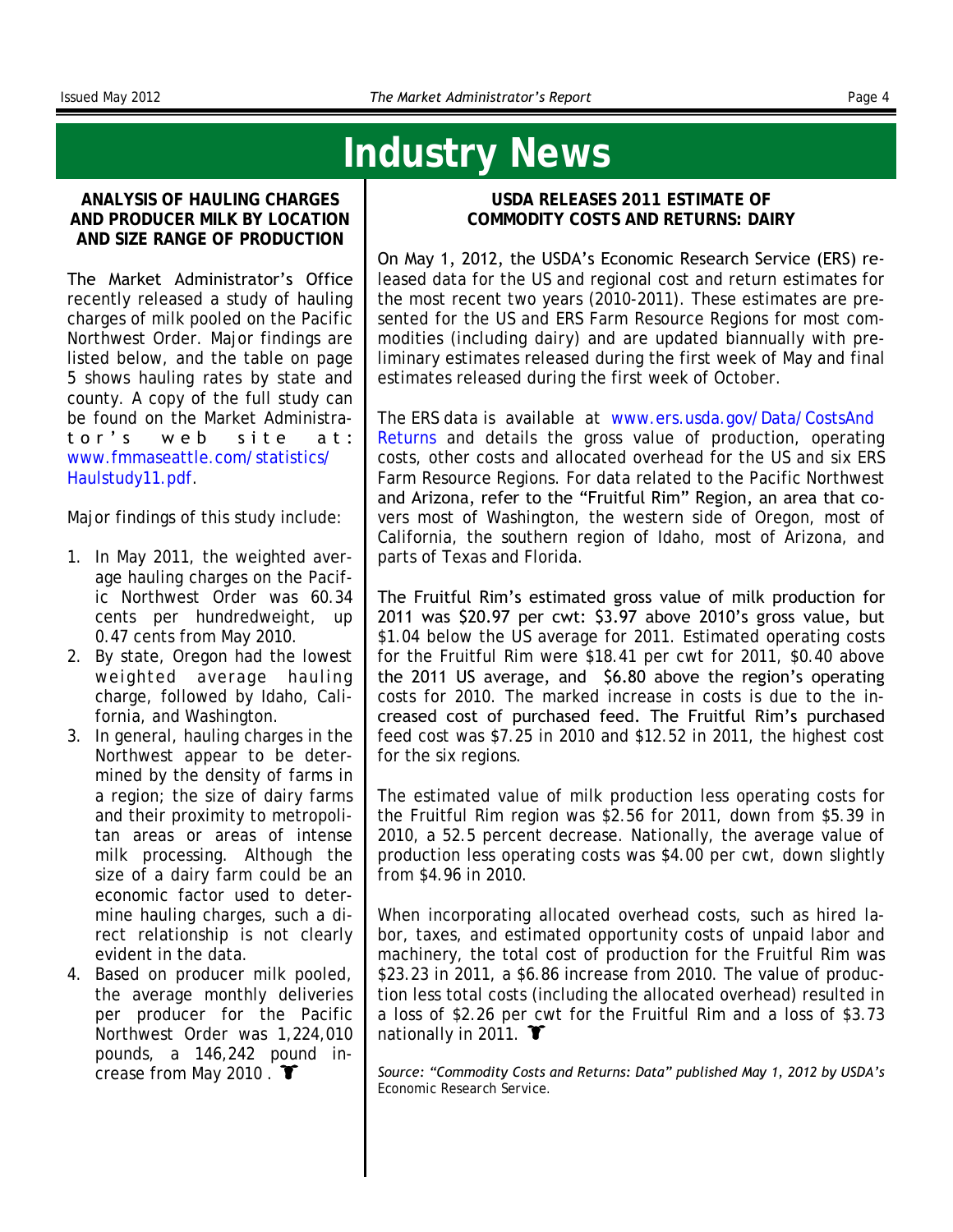# Industry News

### ANALYSIS OF HAULING CHARGES AND PRODUCER MILK BY LOCATION AND SIZE RANGE OF PRODUCTION

The Market Administrator's Office recently released a study of hauling charges of milk pooled on the Pacific Northwest Order. Major findings are listed below, and the table on page 5 shows hauling rates by state and county. A copy of the full study can be found on the Market Administrator's web site at: www.fmmaseattle.com/statistics/Haulstudy11.pdf.

Major findings of this study include:

1. In May 2011, the weighted average hauling charges on the Pacific Northwest Order was 60.34 cents per hundredweight, up 0.47 cents from May 2010.
2. By state, Oregon had the lowest weighted average hauling charge, followed by Idaho, California, and Washington.
3. In general, hauling charges in the Northwest appear to be determined by the density of farms in a region; the size of dairy farms and their proximity to metropolitan areas or areas of intense milk processing. Although the size of a dairy farm could be an economic factor used to determine hauling charges, such a direct relationship is not clearly evident in the data.
4. Based on producer milk pooled, the average monthly deliveries per producer for the Pacific Northwest Order was 1,224,010 pounds, a 146,242 pound increase from May 2010.

### USDA RELEASES 2011 ESTIMATE OF COMMODITY COSTS AND RETURNS: DAIRY

On May 1, 2012, the USDA's Economic Research Service (ERS) released data for the US and regional cost and return estimates for the most recent two years (2010-2011). These estimates are presented for the US and ERS Farm Resource Regions for most commodities (including dairy) and are updated biannually with preliminary estimates released during the first week of May and final estimates released during the first week of October.

The ERS data is available at www.ers.usda.gov/Data/CostsAndReturns and details the gross value of production, operating costs, other costs and allocated overhead for the US and six ERS Farm Resource Regions. For data related to the Pacific Northwest and Arizona, refer to the "Fruitful Rim" Region, an area that covers most of Washington, the western side of Oregon, most of California, the southern region of Idaho, most of Arizona, and parts of Texas and Florida.

The Fruitful Rim's estimated gross value of milk production for 2011 was $20.97 per cwt: $3.97 above 2010's gross value, but $1.04 below the US average for 2011. Estimated operating costs for the Fruitful Rim were $18.41 per cwt for 2011, $0.40 above the 2011 US average, and $6.80 above the region's operating costs for 2010. The marked increase in costs is due to the increased cost of purchased feed. The Fruitful Rim's purchased feed cost was $7.25 in 2010 and $12.52 in 2011, the highest cost for the six regions.

The estimated value of milk production less operating costs for the Fruitful Rim region was $2.56 for 2011, down from $5.39 in 2010, a 52.5 percent decrease. Nationally, the average value of production less operating costs was $4.00 per cwt, down slightly from $4.96 in 2010.

When incorporating allocated overhead costs, such as hired labor, taxes, and estimated opportunity costs of unpaid labor and machinery, the total cost of production for the Fruitful Rim was $23.23 in 2011, a $6.86 increase from 2010. The value of production less total costs (including the allocated overhead) resulted in a loss of $2.26 per cwt for the Fruitful Rim and a loss of $3.73 nationally in 2011.

*Source: "Commodity Costs and Returns: Data" published May 1, 2012 by USDA's* Economic Research Service.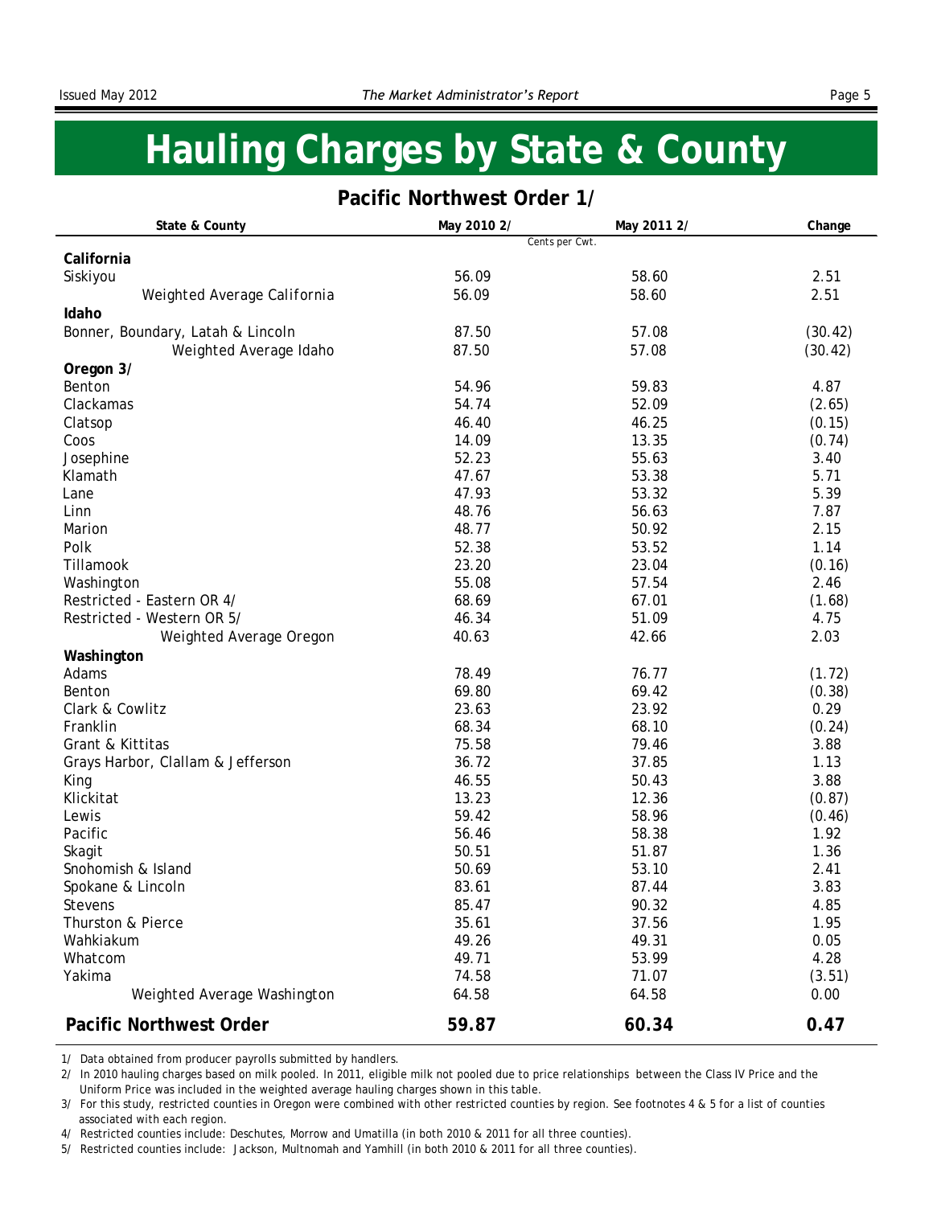# Hauling Charges by State & County

## Pacific Northwest Order 1/

| State & County | May 2010 2/ | May 2011 2/ | Change |
|---|---|---|---|
| | Cents per Cwt. | | |
| **California** | | | |
| Siskiyou | 56.09 | 58.60 | 2.51 |
| Weighted Average California | 56.09 | 58.60 | 2.51 |
| **Idaho** | | | |
| Bonner, Boundary, Latah & Lincoln | 87.50 | 57.08 | (30.42) |
| Weighted Average Idaho | 87.50 | 57.08 | (30.42) |
| **Oregon 3/** | | | |
| Benton | 54.96 | 59.83 | 4.87 |
| Clackamas | 54.74 | 52.09 | (2.65) |
| Clatsop | 46.40 | 46.25 | (0.15) |
| Coos | 14.09 | 13.35 | (0.74) |
| Josephine | 52.23 | 55.63 | 3.40 |
| Klamath | 47.67 | 53.38 | 5.71 |
| Lane | 47.93 | 53.32 | 5.39 |
| Linn | 48.76 | 56.63 | 7.87 |
| Marion | 48.77 | 50.92 | 2.15 |
| Polk | 52.38 | 53.52 | 1.14 |
| Tillamook | 23.20 | 23.04 | (0.16) |
| Washington | 55.08 | 57.54 | 2.46 |
| Restricted - Eastern OR 4/ | 68.69 | 67.01 | (1.68) |
| Restricted - Western OR 5/ | 46.34 | 51.09 | 4.75 |
| Weighted Average Oregon | 40.63 | 42.66 | 2.03 |
| **Washington** | | | |
| Adams | 78.49 | 76.77 | (1.72) |
| Benton | 69.80 | 69.42 | (0.38) |
| Clark & Cowlitz | 23.63 | 23.92 | 0.29 |
| Franklin | 68.34 | 68.10 | (0.24) |
| Grant & Kittitas | 75.58 | 79.46 | 3.88 |
| Grays Harbor, Clallam & Jefferson | 36.72 | 37.85 | 1.13 |
| King | 46.55 | 50.43 | 3.88 |
| Klickitat | 13.23 | 12.36 | (0.87) |
| Lewis | 59.42 | 58.96 | (0.46) |
| Pacific | 56.46 | 58.38 | 1.92 |
| Skagit | 50.51 | 51.87 | 1.36 |
| Snohomish & Island | 50.69 | 53.10 | 2.41 |
| Spokane & Lincoln | 83.61 | 87.44 | 3.83 |
| Stevens | 85.47 | 90.32 | 4.85 |
| Thurston & Pierce | 35.61 | 37.56 | 1.95 |
| Wahkiakum | 49.26 | 49.31 | 0.05 |
| Whatcom | 49.71 | 53.99 | 4.28 |
| Yakima | 74.58 | 71.07 | (3.51) |
| Weighted Average Washington | 64.58 | 64.58 | 0.00 |
| **Pacific Northwest Order** | **59.87** | **60.34** | **0.47** |

1/ Data obtained from producer payrolls submitted by handlers.

2/ In 2010 hauling charges based on milk pooled. In 2011, eligible milk not pooled due to price relationships between the Class IV Price and the Uniform Price was included in the weighted average hauling charges shown in this table.

3/ For this study, restricted counties in Oregon were combined with other restricted counties by region. See footnotes 4 & 5 for a list of counties associated with each region.

4/ Restricted counties include: Deschutes, Morrow and Umatilla (in both 2010 & 2011 for all three counties).

5/ Restricted counties include: Jackson, Multnomah and Yamhill (in both 2010 & 2011 for all three counties).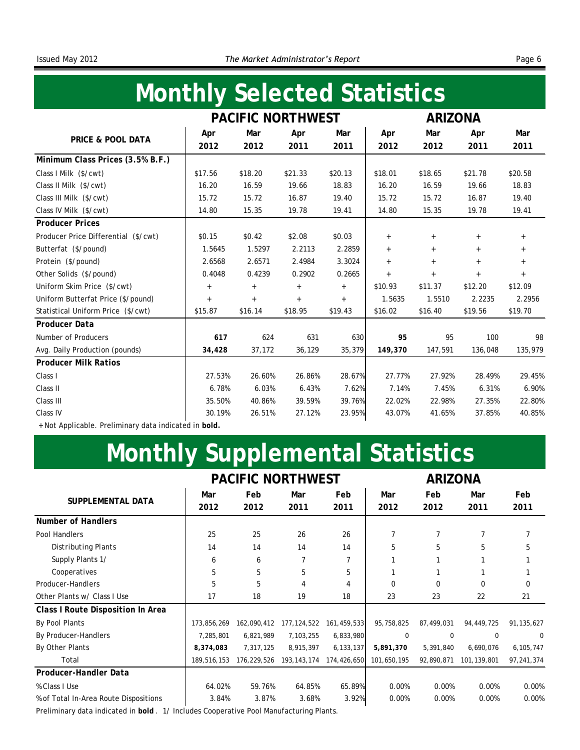# Monthly Selected Statistics

| PRICE & POOL DATA | PACIFIC NORTHWEST | | | | ARIZONA | | | |
|---|---|---|---|---|---|---|---|---|
| | Apr 2012 | Mar 2012 | Apr 2011 | Mar 2011 | Apr 2012 | Mar 2012 | Apr 2011 | Mar 2011 |
| **Minimum Class Prices (3.5% B.F.)** | | | | | | | | |
| Class I Milk ($/cwt) | $17.56 | $18.20 | $21.33 | $20.13 | $18.01 | $18.65 | $21.78 | $20.58 |
| Class II Milk ($/cwt) | 16.20 | 16.59 | 19.66 | 18.83 | 16.20 | 16.59 | 19.66 | 18.83 |
| Class III Milk ($/cwt) | 15.72 | 15.72 | 16.87 | 19.40 | 15.72 | 15.72 | 16.87 | 19.40 |
| Class IV Milk ($/cwt) | 14.80 | 15.35 | 19.78 | 19.41 | 14.80 | 15.35 | 19.78 | 19.41 |
| **Producer Prices** | | | | | | | | |
| Producer Price Differential ($/cwt) | $0.15 | $0.42 | $2.08 | $0.03 | + | + | + | + |
| Butterfat ($/pound) | 1.5645 | 1.5297 | 2.2113 | 2.2859 | + | + | + | + |
| Protein ($/pound) | 2.6568 | 2.6571 | 2.4984 | 3.3024 | + | + | + | + |
| Other Solids ($/pound) | 0.4048 | 0.4239 | 0.2902 | 0.2665 | + | + | + | + |
| Uniform Skim Price ($/cwt) | + | + | + | + | $10.93 | $11.37 | $12.20 | $12.09 |
| Uniform Butterfat Price ($/pound) | + | + | + | + | 1.5635 | 1.5510 | 2.2235 | 2.2956 |
| Statistical Uniform Price ($/cwt) | $15.87 | $16.14 | $18.95 | $19.43 | $16.02 | $16.40 | $19.56 | $19.70 |
| **Producer Data** | | | | | | | | |
| Number of Producers | **617** | 624 | 631 | 630 | **95** | 95 | 100 | 98 |
| Avg. Daily Production (pounds) | **34,428** | 37,172 | 36,129 | 35,379 | **149,370** | 147,591 | 136,048 | 135,979 |
| **Producer Milk Ratios** | | | | | | | | |
| Class I | 27.53% | 26.60% | 26.86% | 28.67% | 27.77% | 27.92% | 28.49% | 29.45% |
| Class II | 6.78% | 6.03% | 6.43% | 7.62% | 7.14% | 7.45% | 6.31% | 6.90% |
| Class III | 35.50% | 40.86% | 39.59% | 39.76% | 22.02% | 22.98% | 27.35% | 22.80% |
| Class IV | 30.19% | 26.51% | 27.12% | 23.95% | 43.07% | 41.65% | 37.85% | 40.85% |

+Not Applicable. Preliminary data indicated in **bold.**

# Monthly Supplemental Statistics

| SUPPLEMENTAL DATA | PACIFIC NORTHWEST | | | | ARIZONA | | | |
|---|---|---|---|---|---|---|---|---|
| | Mar 2012 | Feb 2012 | Mar 2011 | Feb 2011 | Mar 2012 | Feb 2012 | Mar 2011 | Feb 2011 |
| **Number of Handlers** | | | | | | | | |
| Pool Handlers | 25 | 25 | 26 | 26 | 7 | 7 | 7 | 7 |
| Distributing Plants | 14 | 14 | 14 | 14 | 5 | 5 | 5 | 5 |
| Supply Plants 1/ | 6 | 6 | 7 | 7 | 1 | 1 | 1 | 1 |
| Cooperatives | 5 | 5 | 5 | 5 | 1 | 1 | 1 | 1 |
| Producer-Handlers | 5 | 5 | 4 | 4 | 0 | 0 | 0 | 0 |
| Other Plants w/ Class I Use | 17 | 18 | 19 | 18 | 23 | 23 | 22 | 21 |
| **Class I Route Disposition In Area** | | | | | | | | |
| By Pool Plants | 173,856,269 | 162,090,412 | 177,124,522 | 161,459,533 | 95,758,825 | 87,499,031 | 94,449,725 | 91,135,627 |
| By Producer-Handlers | 7,285,801 | 6,821,989 | 7,103,255 | 6,833,980 | 0 | 0 | 0 | 0 |
| By Other Plants | **8,374,083** | 7,317,125 | 8,915,397 | 6,133,137 | **5,891,370** | 5,391,840 | 6,690,076 | 6,105,747 |
| Total | 189,516,153 | 176,229,526 | 193,143,174 | 174,426,650 | 101,650,195 | 92,890,871 | 101,139,801 | 97,241,374 |
| **Producer-Handler Data** | | | | | | | | |
| % Class I Use | 64.02% | 59.76% | 64.85% | 65.89% | 0.00% | 0.00% | 0.00% | 0.00% |
| % of Total In-Area Route Dispositions | 3.84% | 3.87% | 3.68% | 3.92% | 0.00% | 0.00% | 0.00% | 0.00% |

Preliminary data indicated in **bold**. 1/ Includes Cooperative Pool Manufacturing Plants.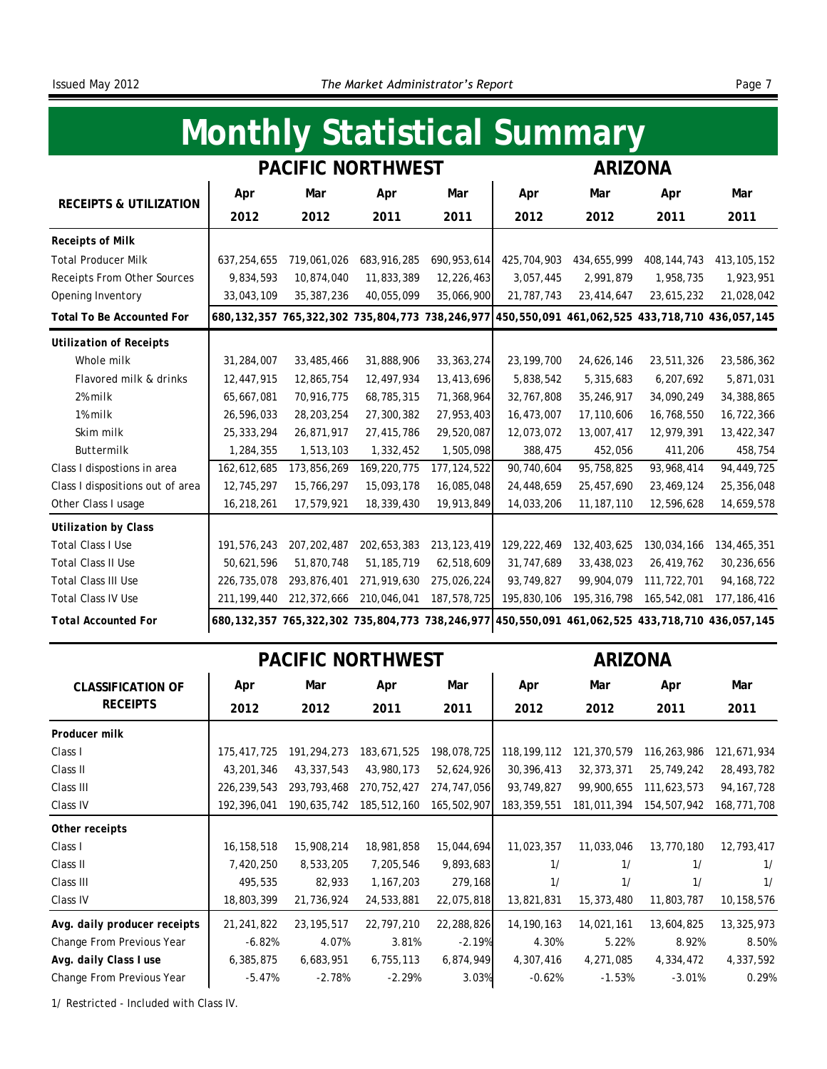# Monthly Statistical Summary

| RECEIPTS & UTILIZATION | PACIFIC NORTHWEST | | | | ARIZONA | | | |
|---|---|---|---|---|---|---|---|---|
| | Apr 2012 | Mar 2012 | Apr 2011 | Mar 2011 | Apr 2012 | Mar 2012 | Apr 2011 | Mar 2011 |
| **Receipts of Milk** | | | | | | | | |
| Total Producer Milk | 637,254,655 | 719,061,026 | 683,916,285 | 690,953,614 | 425,704,903 | 434,655,999 | 408,144,743 | 413,105,152 |
| Receipts From Other Sources | 9,834,593 | 10,874,040 | 11,833,389 | 12,226,463 | 3,057,445 | 2,991,879 | 1,958,735 | 1,923,951 |
| Opening Inventory | 33,043,109 | 35,387,236 | 40,055,099 | 35,066,900 | 21,787,743 | 23,414,647 | 23,615,232 | 21,028,042 |
| **Total To Be Accounted For** | **680,132,357** | **765,322,302** | **735,804,773** | **738,246,977** | **450,550,091** | **461,062,525** | **433,718,710** | **436,057,145** |
| **Utilization of Receipts** | | | | | | | | |
| Whole milk | 31,284,007 | 33,485,466 | 31,888,906 | 33,363,274 | 23,199,700 | 24,626,146 | 23,511,326 | 23,586,362 |
| Flavored milk & drinks | 12,447,915 | 12,865,754 | 12,497,934 | 13,413,696 | 5,838,542 | 5,315,683 | 6,207,692 | 5,871,031 |
| 2% milk | 65,667,081 | 70,916,775 | 68,785,315 | 71,368,964 | 32,767,808 | 35,246,917 | 34,090,249 | 34,388,865 |
| 1% milk | 26,596,033 | 28,203,254 | 27,300,382 | 27,953,403 | 16,473,007 | 17,110,606 | 16,768,550 | 16,722,366 |
| Skim milk | 25,333,294 | 26,871,917 | 27,415,786 | 29,520,087 | 12,073,072 | 13,007,417 | 12,979,391 | 13,422,347 |
| Buttermilk | 1,284,355 | 1,513,103 | 1,332,452 | 1,505,098 | 388,475 | 452,056 | 411,206 | 458,754 |
| Class I dispostions in area | 162,612,685 | 173,856,269 | 169,220,775 | 177,124,522 | 90,740,604 | 95,758,825 | 93,968,414 | 94,449,725 |
| Class I dispositions out of area | 12,745,297 | 15,766,297 | 15,093,178 | 16,085,048 | 24,448,659 | 25,457,690 | 23,469,124 | 25,356,048 |
| Other Class I usage | 16,218,261 | 17,579,921 | 18,339,430 | 19,913,849 | 14,033,206 | 11,187,110 | 12,596,628 | 14,659,578 |
| **Utilization by Class** | | | | | | | | |
| Total Class I Use | 191,576,243 | 207,202,487 | 202,653,383 | 213,123,419 | 129,222,469 | 132,403,625 | 130,034,166 | 134,465,351 |
| Total Class II Use | 50,621,596 | 51,870,748 | 51,185,719 | 62,518,609 | 31,747,689 | 33,438,023 | 26,419,762 | 30,236,656 |
| Total Class III Use | 226,735,078 | 293,876,401 | 271,919,630 | 275,026,224 | 93,749,827 | 99,904,079 | 111,722,701 | 94,168,722 |
| Total Class IV Use | 211,199,440 | 212,372,666 | 210,046,041 | 187,578,725 | 195,830,106 | 195,316,798 | 165,542,081 | 177,186,416 |
| **Total Accounted For** | **680,132,357** | **765,322,302** | **735,804,773** | **738,246,977** | **450,550,091** | **461,062,525** | **433,718,710** | **436,057,145** |

| CLASSIFICATION OF RECEIPTS | PACIFIC NORTHWEST | | | | ARIZONA | | | |
|---|---|---|---|---|---|---|---|---|
| | Apr 2012 | Mar 2012 | Apr 2011 | Mar 2011 | Apr 2012 | Mar 2012 | Apr 2011 | Mar 2011 |
| **Producer milk** | | | | | | | | |
| Class I | 175,417,725 | 191,294,273 | 183,671,525 | 198,078,725 | 118,199,112 | 121,370,579 | 116,263,986 | 121,671,934 |
| Class II | 43,201,346 | 43,337,543 | 43,980,173 | 52,624,926 | 30,396,413 | 32,373,371 | 25,749,242 | 28,493,782 |
| Class III | 226,239,543 | 293,793,468 | 270,752,427 | 274,747,056 | 93,749,827 | 99,900,655 | 111,623,573 | 94,167,728 |
| Class IV | 192,396,041 | 190,635,742 | 185,512,160 | 165,502,907 | 183,359,551 | 181,011,394 | 154,507,942 | 168,771,708 |
| **Other receipts** | | | | | | | | |
| Class I | 16,158,518 | 15,908,214 | 18,981,858 | 15,044,694 | 11,023,357 | 11,033,046 | 13,770,180 | 12,793,417 |
| Class II | 7,420,250 | 8,533,205 | 7,205,546 | 9,893,683 | 1/ | 1/ | 1/ | 1/ |
| Class III | 495,535 | 82,933 | 1,167,203 | 279,168 | 1/ | 1/ | 1/ | 1/ |
| Class IV | 18,803,399 | 21,736,924 | 24,533,881 | 22,075,818 | 13,821,831 | 15,373,480 | 11,803,787 | 10,158,576 |
| **Avg. daily producer receipts** | 21,241,822 | 23,195,517 | 22,797,210 | 22,288,826 | 14,190,163 | 14,021,161 | 13,604,825 | 13,325,973 |
| Change From Previous Year | -6.82% | 4.07% | 3.81% | -2.19% | 4.30% | 5.22% | 8.92% | 8.50% |
| **Avg. daily Class I use** | 6,385,875 | 6,683,951 | 6,755,113 | 6,874,949 | 4,307,416 | 4,271,085 | 4,334,472 | 4,337,592 |
| Change From Previous Year | -5.47% | -2.78% | -2.29% | 3.03% | -0.62% | -1.53% | -3.01% | 0.29% |

1/ Restricted - Included with Class IV.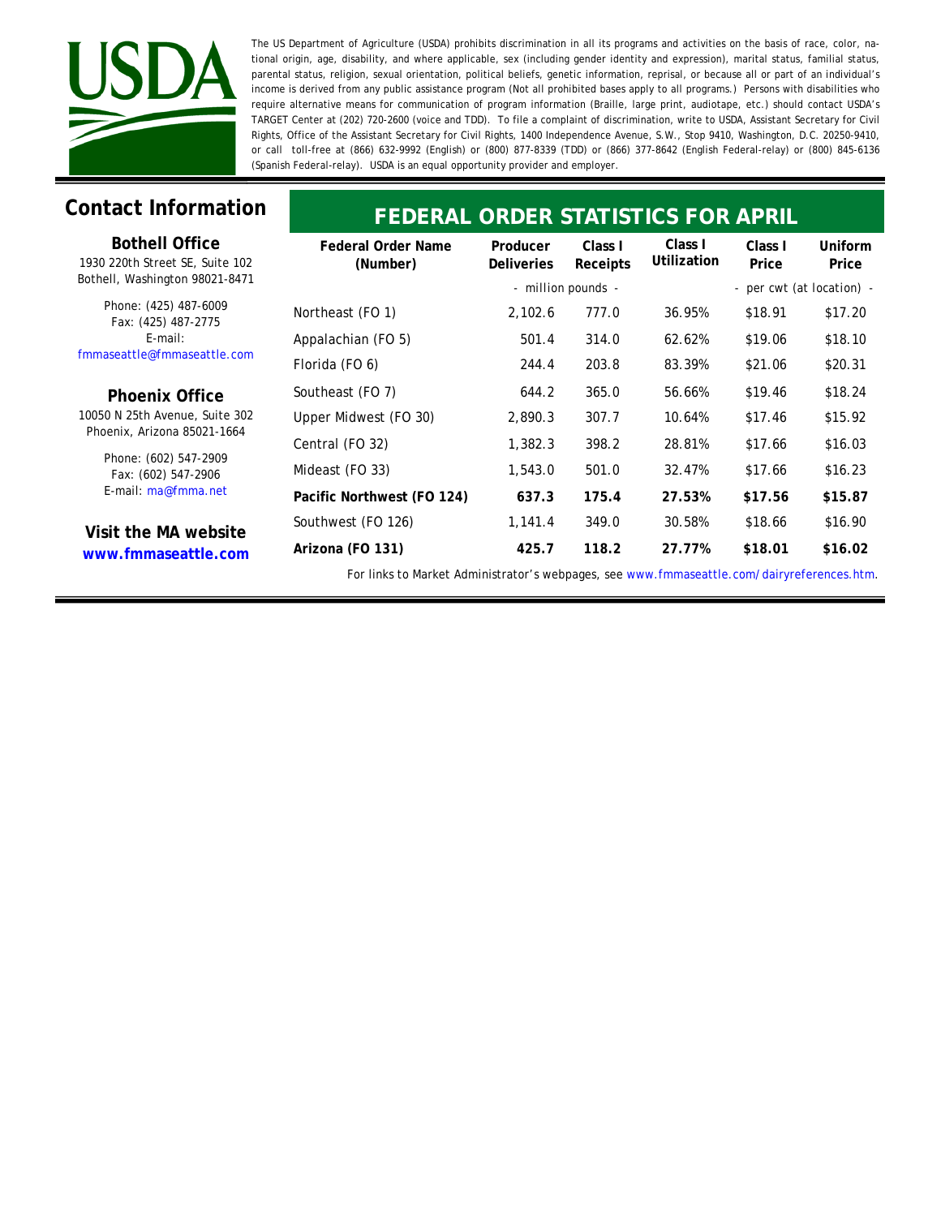The US Department of Agriculture (USDA) prohibits discrimination in all its programs and activities on the basis of race, color, national origin, age, disability, and where applicable, sex (including gender identity and expression), marital status, familial status, parental status, religion, sexual orientation, political beliefs, genetic information, reprisal, or because all or part of an individual's income is derived from any public assistance program (Not all prohibited bases apply to all programs.) Persons with disabilities who require alternative means for communication of program information (Braille, large print, audiotape, etc.) should contact USDA's TARGET Center at (202) 720-2600 (voice and TDD). To file a complaint of discrimination, write to USDA, Assistant Secretary for Civil Rights, Office of the Assistant Secretary for Civil Rights, 1400 Independence Avenue, S.W., Stop 9410, Washington, D.C. 20250-9410, or call toll-free at (866) 632-9992 (English) or (800) 877-8339 (TDD) or (866) 377-8642 (English Federal-relay) or (800) 845-6136 (Spanish Federal-relay). USDA is an equal opportunity provider and employer.

## Contact Information

**Bothell Office**
1930 220th Street SE, Suite 102
Bothell, Washington 98021-8471

Phone: (425) 487-6009
Fax: (425) 487-2775
E-mail:
fmmaseattle@fmmaseattle.com

**Phoenix Office**
10050 N 25th Avenue, Suite 302
Phoenix, Arizona 85021-1664

Phone: (602) 547-2909
Fax: (602) 547-2906
E-mail: ma@fmma.net

**Visit the MA website**
**www.fmmaseattle.com**

## FEDERAL ORDER STATISTICS FOR APRIL

| Federal Order Name (Number) | Producer Deliveries | Class I Receipts | Class I Utilization | Class I Price | Uniform Price |
|---|---|---|---|---|---|
| | - million pounds - | | | - per cwt (at location) - | |
| Northeast (FO 1) | 2,102.6 | 777.0 | 36.95% | $18.91 | $17.20 |
| Appalachian (FO 5) | 501.4 | 314.0 | 62.62% | $19.06 | $18.10 |
| Florida (FO 6) | 244.4 | 203.8 | 83.39% | $21.06 | $20.31 |
| Southeast (FO 7) | 644.2 | 365.0 | 56.66% | $19.46 | $18.24 |
| Upper Midwest (FO 30) | 2,890.3 | 307.7 | 10.64% | $17.46 | $15.92 |
| Central (FO 32) | 1,382.3 | 398.2 | 28.81% | $17.66 | $16.03 |
| Mideast (FO 33) | 1,543.0 | 501.0 | 32.47% | $17.66 | $16.23 |
| **Pacific Northwest (FO 124)** | **637.3** | **175.4** | **27.53%** | **$17.56** | **$15.87** |
| Southwest (FO 126) | 1,141.4 | 349.0 | 30.58% | $18.66 | $16.90 |
| **Arizona (FO 131)** | **425.7** | **118.2** | **27.77%** | **$18.01** | **$16.02** |

For links to Market Administrator's webpages, see www.fmmaseattle.com/dairyreferences.htm.